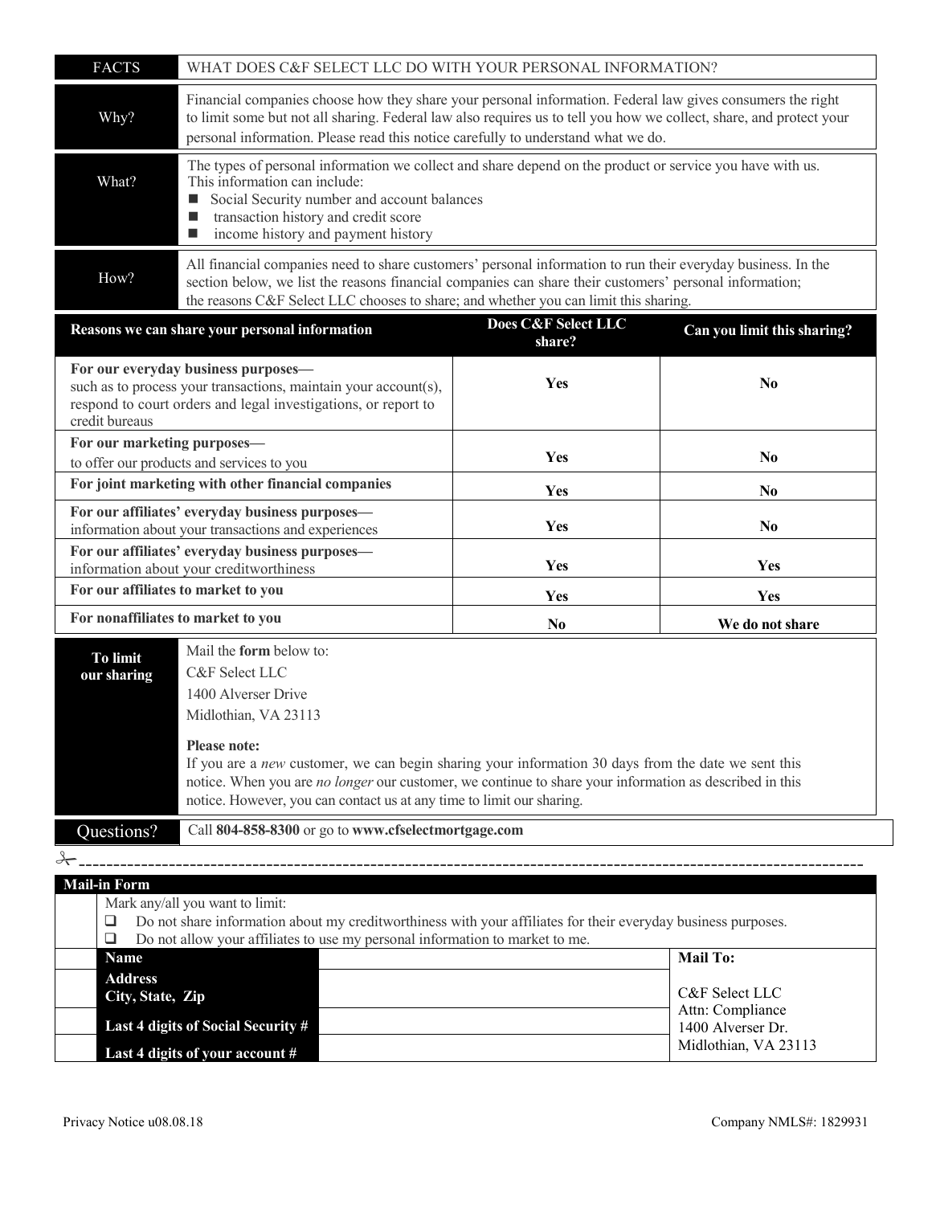| FACTS | WHAT DOES C&F SELECT LLC DO WITH YOUR PERSONAL INFORMATION? |
|---|---|
| Why? | Financial companies choose how they share your personal information. Federal law gives consumers the right to limit some but not all sharing. Federal law also requires us to tell you how we collect, share, and protect your personal information. Please read this notice carefully to understand what we do. |
| What? | The types of personal information we collect and share depend on the product or service you have with us. This information can include:<br>■ Social Security number and account balances<br>■ transaction history and credit score<br>■ income history and payment history |
| How? | All financial companies need to share customers' personal information to run their everyday business. In the section below, we list the reasons financial companies can share their customers' personal information; the reasons C&F Select LLC chooses to share; and whether you can limit this sharing. |

| Reasons we can share your personal information | Does C&F Select LLC share? | Can you limit this sharing? |
|---|---|---|
| **For our everyday business purposes—** such as to process your transactions, maintain your account(s), respond to court orders and legal investigations, or report to credit bureaus | Yes | No |
| **For our marketing purposes—** to offer our products and services to you | Yes | No |
| **For joint marketing with other financial companies** | Yes | No |
| **For our affiliates' everyday business purposes—** information about your transactions and experiences | Yes | No |
| **For our affiliates' everyday business purposes—** information about your creditworthiness | Yes | Yes |
| **For our affiliates to market to you** | Yes | Yes |
| **For nonaffiliates to market to you** | No | We do not share |

| To limit our sharing | Mail the **form** below to:<br>C&F Select LLC<br>1400 Alverser Drive<br>Midlothian, VA 23113<br><br>**Please note:**<br>If you are a *new* customer, we can begin sharing your information 30 days from the date we sent this notice. When you are *no longer* our customer, we continue to share your information as described in this notice. However, you can contact us at any time to limit our sharing. |
|---|---|
| Questions? | Call **804-858-8300** or go to **www.cfselectmortgage.com** |

---

**Mail-in Form**

Mark any/all you want to limit:

- ☐ Do not share information about my creditworthiness with your affiliates for their everyday business purposes.
- ☐ Do not allow your affiliates to use my personal information to market to me.

| | | Mail To: |
|---|---|---|
| **Name** | | C&F Select LLC<br>Attn: Compliance<br>1400 Alverser Dr.<br>Midlothian, VA 23113 |
| **Address**<br>**City, State, Zip** | | |
| **Last 4 digits of Social Security #** | | |
| **Last 4 digits of your account #** | | |

Privacy Notice u08.08.18

Company NMLS#: 1829931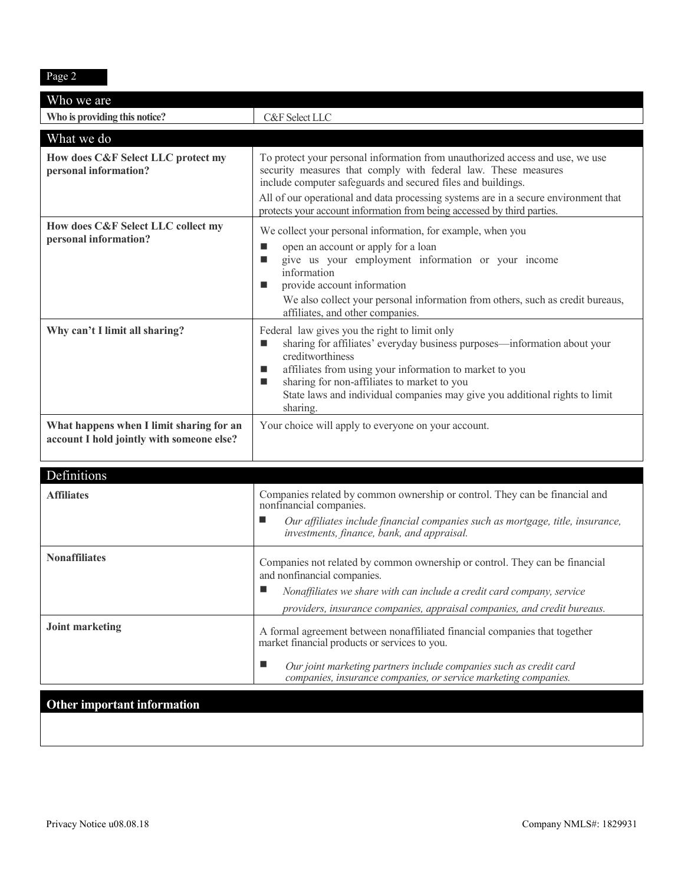| Who we are | |
|---|---|
| **Who is providing this notice?** | C&F Select LLC |

| What we do | |
|---|---|
| **How does C&F Select LLC protect my personal information?** | To protect your personal information from unauthorized access and use, we use security measures that comply with federal law. These measures include computer safeguards and secured files and buildings.<br>All of our operational and data processing systems are in a secure environment that protects your account information from being accessed by third parties. |
| **How does C&F Select LLC collect my personal information?** | We collect your personal information, for example, when you<br>■ open an account or apply for a loan<br>■ give us your employment information or your income information<br>■ provide account information<br>We also collect your personal information from others, such as credit bureaus, affiliates, and other companies. |
| **Why can't I limit all sharing?** | Federal law gives you the right to limit only<br>■ sharing for affiliates' everyday business purposes—information about your creditworthiness<br>■ affiliates from using your information to market to you<br>■ sharing for non-affiliates to market to you<br>State laws and individual companies may give you additional rights to limit sharing. |
| **What happens when I limit sharing for an account I hold jointly with someone else?** | Your choice will apply to everyone on your account. |

| Definitions | |
|---|---|
| **Affiliates** | Companies related by common ownership or control. They can be financial and nonfinancial companies.<br>■ *Our affiliates include financial companies such as mortgage, title, insurance, investments, finance, bank, and appraisal.* |
| **Nonaffiliates** | Companies not related by common ownership or control. They can be financial and nonfinancial companies.<br>■ *Nonaffiliates we share with can include a credit card company, service providers, insurance companies, appraisal companies, and credit bureaus.* |
| **Joint marketing** | A formal agreement between nonaffiliated financial companies that together market financial products or services to you.<br>■ *Our joint marketing partners include companies such as credit card companies, insurance companies, or service marketing companies.* |

| **Other important information** |
|---|
| |

Privacy Notice u08.08.18

Company NMLS#: 1829931